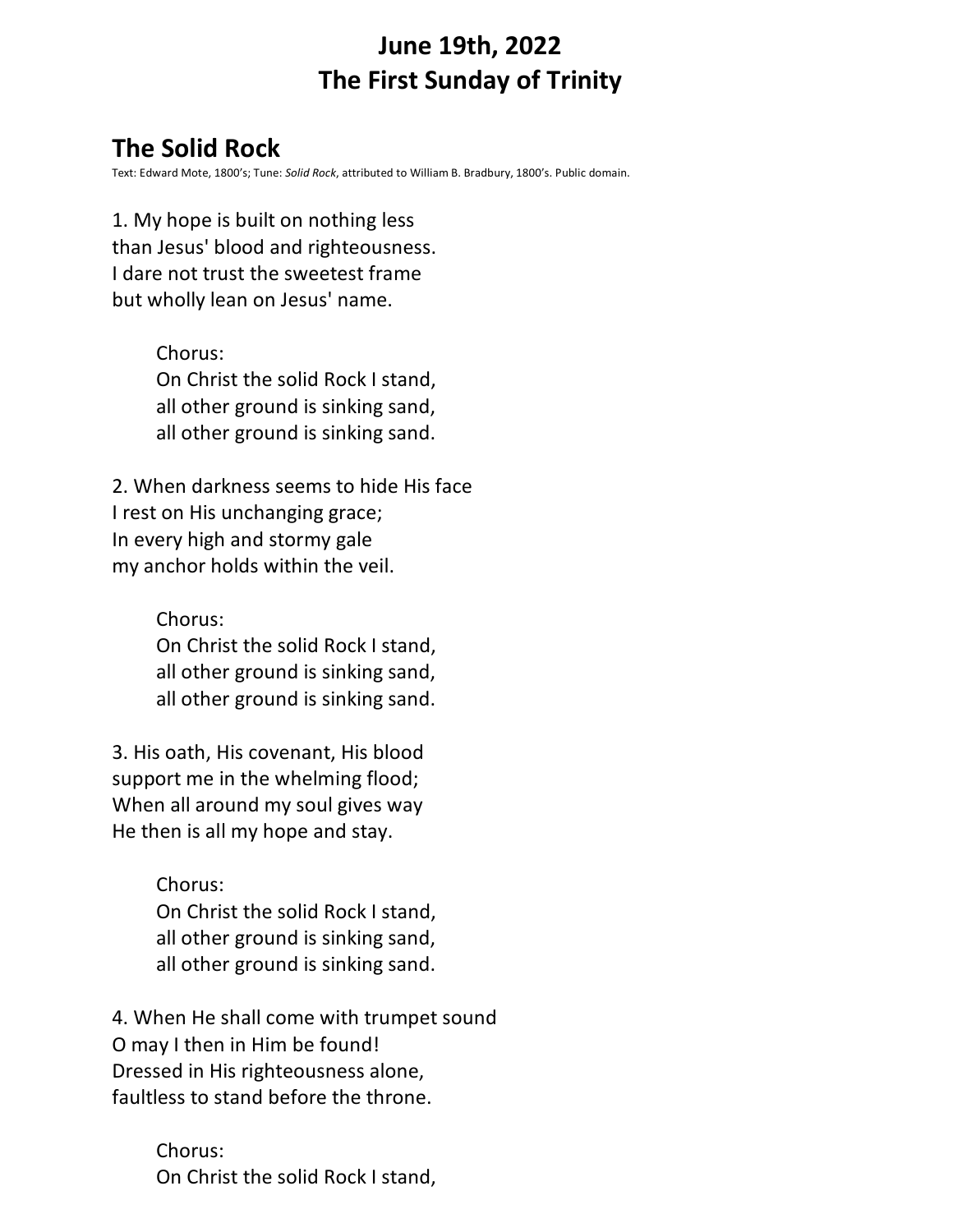# June 19th, 2022
# The First Sunday of Trinity

## The Solid Rock

Text: Edward Mote, 1800's; Tune: *Solid Rock*, attributed to William B. Bradbury, 1800's. Public domain.

1. My hope is built on nothing less
than Jesus' blood and righteousness.
I dare not trust the sweetest frame
but wholly lean on Jesus' name.

> Chorus:
> On Christ the solid Rock I stand,
> all other ground is sinking sand,
> all other ground is sinking sand.

2. When darkness seems to hide His face
I rest on His unchanging grace;
In every high and stormy gale
my anchor holds within the veil.

> Chorus:
> On Christ the solid Rock I stand,
> all other ground is sinking sand,
> all other ground is sinking sand.

3. His oath, His covenant, His blood
support me in the whelming flood;
When all around my soul gives way
He then is all my hope and stay.

> Chorus:
> On Christ the solid Rock I stand,
> all other ground is sinking sand,
> all other ground is sinking sand.

4. When He shall come with trumpet sound
O may I then in Him be found!
Dressed in His righteousness alone,
faultless to stand before the throne.

> Chorus:
> On Christ the solid Rock I stand,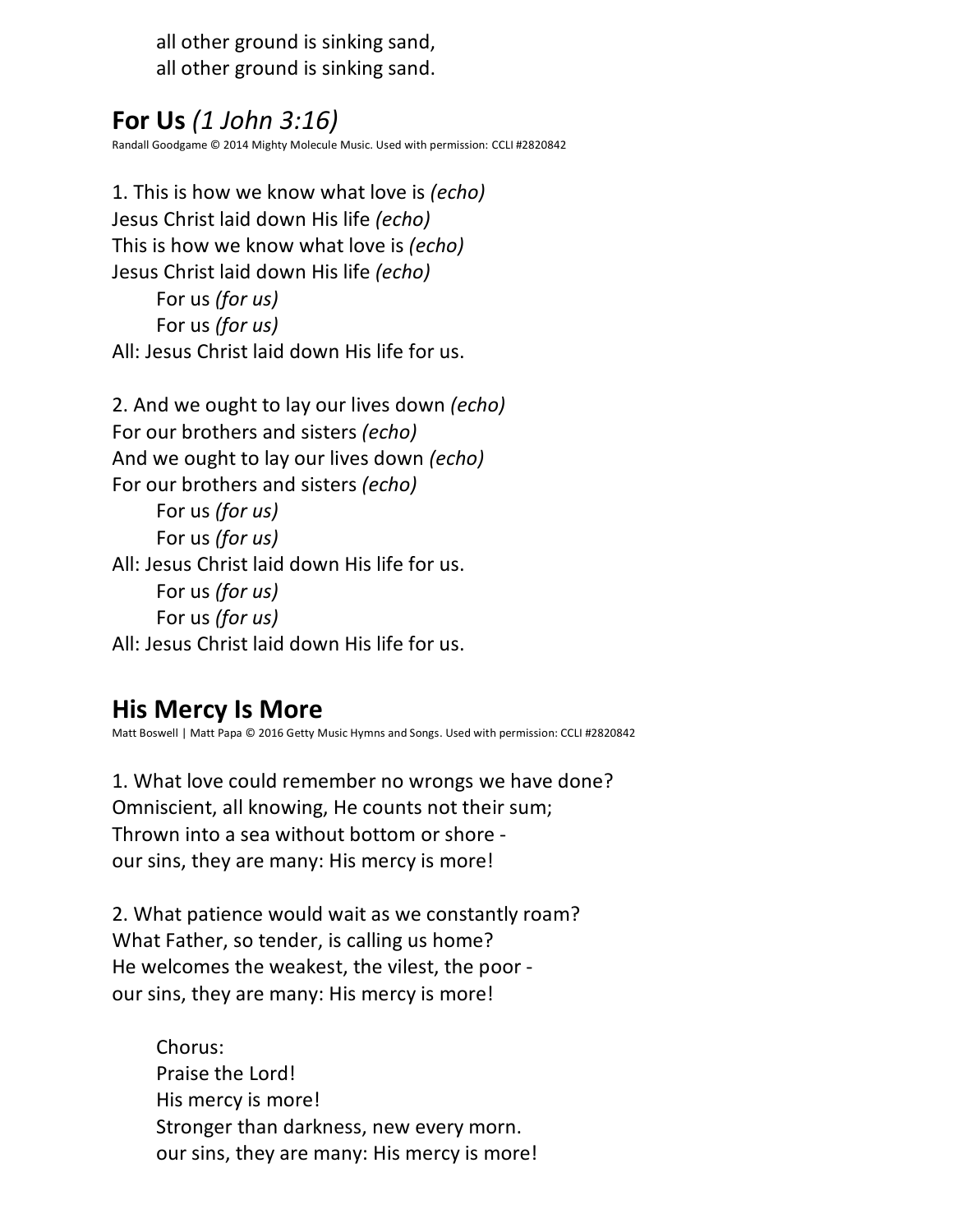all other ground is sinking sand,
all other ground is sinking sand.

## For Us *(1 John 3:16)*

Randall Goodgame © 2014 Mighty Molecule Music. Used with permission: CCLI #2820842

1. This is how we know what love is *(echo)*
Jesus Christ laid down His life *(echo)*
This is how we know what love is *(echo)*
Jesus Christ laid down His life *(echo)*
For us *(for us)*
For us *(for us)*
All: Jesus Christ laid down His life for us.

2. And we ought to lay our lives down *(echo)*
For our brothers and sisters *(echo)*
And we ought to lay our lives down *(echo)*
For our brothers and sisters *(echo)*
For us *(for us)*
For us *(for us)*
All: Jesus Christ laid down His life for us.
For us *(for us)*
For us *(for us)*
All: Jesus Christ laid down His life for us.

## His Mercy Is More

Matt Boswell | Matt Papa © 2016 Getty Music Hymns and Songs. Used with permission: CCLI #2820842

1. What love could remember no wrongs we have done?
Omniscient, all knowing, He counts not their sum;
Thrown into a sea without bottom or shore -
our sins, they are many: His mercy is more!

2. What patience would wait as we constantly roam?
What Father, so tender, is calling us home?
He welcomes the weakest, the vilest, the poor -
our sins, they are many: His mercy is more!

Chorus:
Praise the Lord!
His mercy is more!
Stronger than darkness, new every morn.
our sins, they are many: His mercy is more!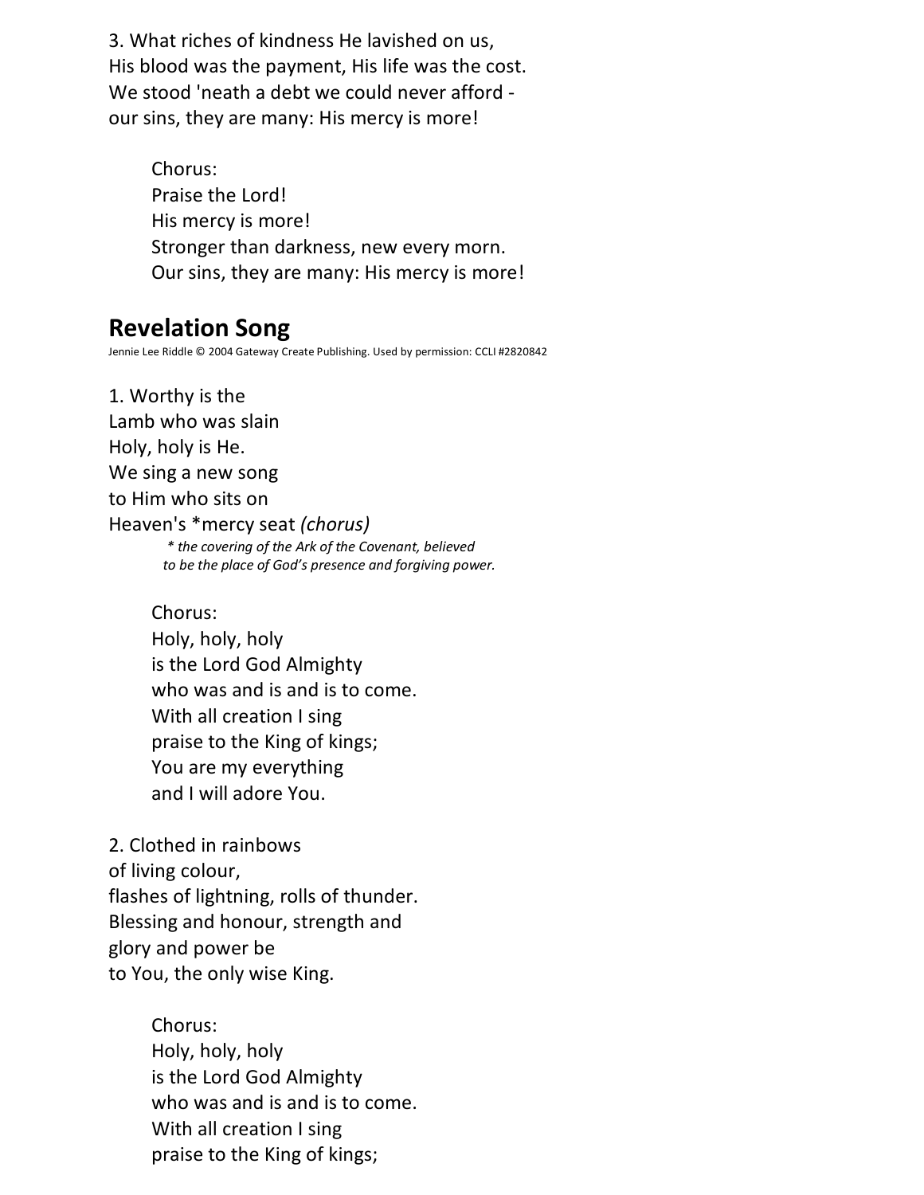3. What riches of kindness He lavished on us,
His blood was the payment, His life was the cost.
We stood 'neath a debt we could never afford -
our sins, they are many: His mercy is more!

> Chorus:
> Praise the Lord!
> His mercy is more!
> Stronger than darkness, new every morn.
> Our sins, they are many: His mercy is more!

## Revelation Song

Jennie Lee Riddle © 2004 Gateway Create Publishing. Used by permission: CCLI #2820842

1. Worthy is the
Lamb who was slain
Holy, holy is He.
We sing a new song
to Him who sits on
Heaven's *mercy seat *(chorus)*

*\* the covering of the Ark of the Covenant, believed to be the place of God's presence and forgiving power.*

> Chorus:
> Holy, holy, holy
> is the Lord God Almighty
> who was and is and is to come.
> With all creation I sing
> praise to the King of kings;
> You are my everything
> and I will adore You.

2. Clothed in rainbows
of living colour,
flashes of lightning, rolls of thunder.
Blessing and honour, strength and
glory and power be
to You, the only wise King.

> Chorus:
> Holy, holy, holy
> is the Lord God Almighty
> who was and is and is to come.
> With all creation I sing
> praise to the King of kings;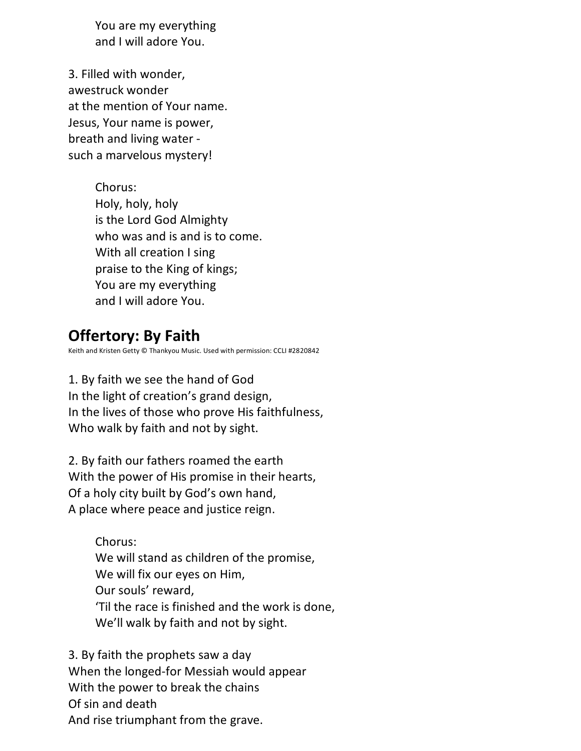You are my everything
and I will adore You.

3. Filled with wonder,
awestruck wonder
at the mention of Your name.
Jesus, Your name is power,
breath and living water -
such a marvelous mystery!

Chorus:
Holy, holy, holy
is the Lord God Almighty
who was and is and is to come.
With all creation I sing
praise to the King of kings;
You are my everything
and I will adore You.

## Offertory: By Faith

Keith and Kristen Getty © Thankyou Music. Used with permission: CCLI #2820842

1. By faith we see the hand of God
In the light of creation's grand design,
In the lives of those who prove His faithfulness,
Who walk by faith and not by sight.

2. By faith our fathers roamed the earth
With the power of His promise in their hearts,
Of a holy city built by God's own hand,
A place where peace and justice reign.

Chorus:
We will stand as children of the promise,
We will fix our eyes on Him,
Our souls' reward,
'Til the race is finished and the work is done,
We'll walk by faith and not by sight.

3. By faith the prophets saw a day
When the longed-for Messiah would appear
With the power to break the chains
Of sin and death
And rise triumphant from the grave.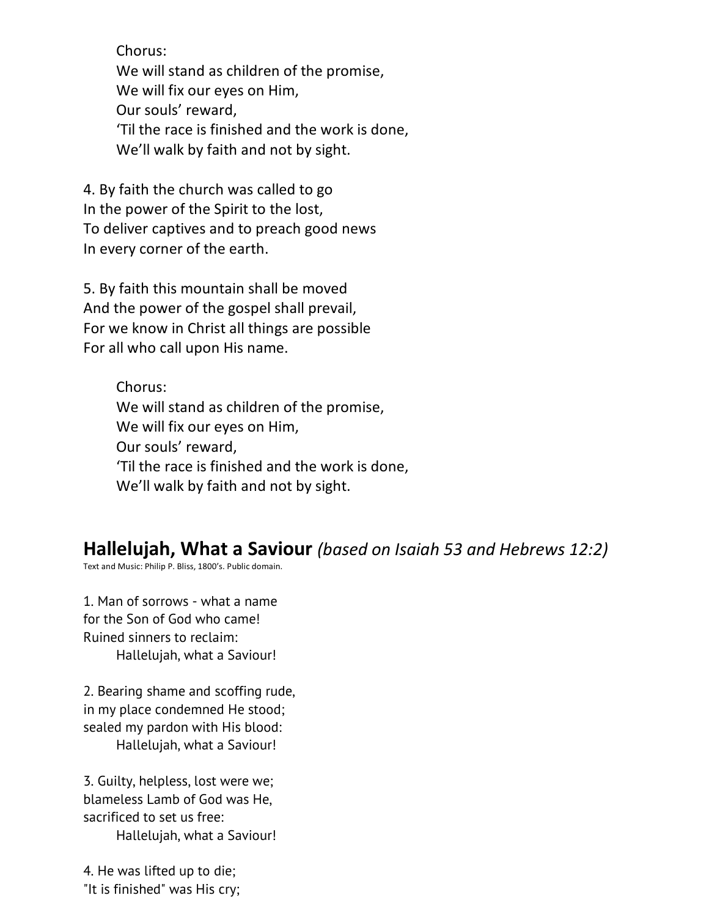Chorus:
We will stand as children of the promise,
We will fix our eyes on Him,
Our souls' reward,
'Til the race is finished and the work is done,
We'll walk by faith and not by sight.

4. By faith the church was called to go
In the power of the Spirit to the lost,
To deliver captives and to preach good news
In every corner of the earth.

5. By faith this mountain shall be moved
And the power of the gospel shall prevail,
For we know in Christ all things are possible
For all who call upon His name.

Chorus:
We will stand as children of the promise,
We will fix our eyes on Him,
Our souls' reward,
'Til the race is finished and the work is done,
We'll walk by faith and not by sight.

## Hallelujah, What a Saviour *(based on Isaiah 53 and Hebrews 12:2)*

Text and Music: Philip P. Bliss, 1800's. Public domain.

1. Man of sorrows - what a name
for the Son of God who came!
Ruined sinners to reclaim:
Hallelujah, what a Saviour!

2. Bearing shame and scoffing rude,
in my place condemned He stood;
sealed my pardon with His blood:
Hallelujah, what a Saviour!

3. Guilty, helpless, lost were we;
blameless Lamb of God was He,
sacrificed to set us free:
Hallelujah, what a Saviour!

4. He was lifted up to die;
"It is finished" was His cry;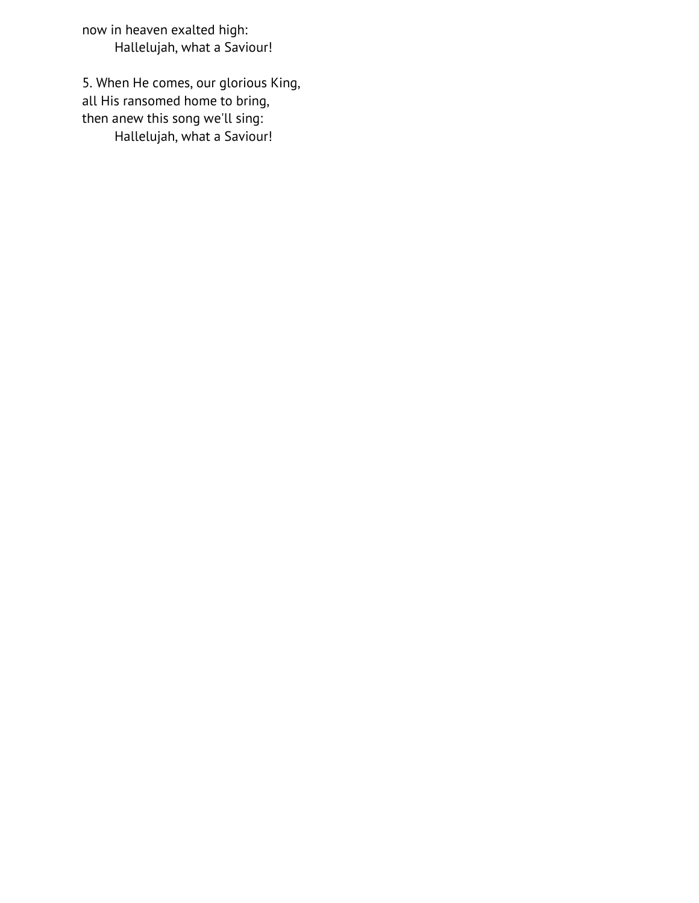now in heaven exalted high:
    Hallelujah, what a Saviour!

5. When He comes, our glorious King,
all His ransomed home to bring,
then anew this song we'll sing:
    Hallelujah, what a Saviour!